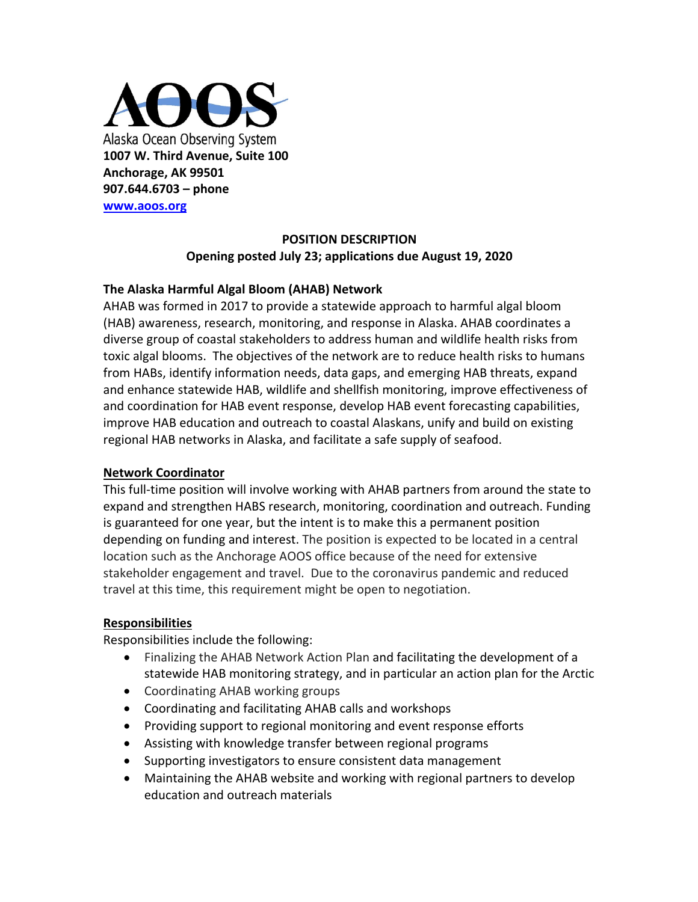# AOOS

Alaska Ocean Observing System
**1007 W. Third Avenue, Suite 100**
**Anchorage, AK 99501**
**907.644.6703 – phone**
**www.aoos.org**

**POSITION DESCRIPTION**
**Opening posted July 23; applications due August 19, 2020**

### The Alaska Harmful Algal Bloom (AHAB) Network

AHAB was formed in 2017 to provide a statewide approach to harmful algal bloom (HAB) awareness, research, monitoring, and response in Alaska. AHAB coordinates a diverse group of coastal stakeholders to address human and wildlife health risks from toxic algal blooms. The objectives of the network are to reduce health risks to humans from HABs, identify information needs, data gaps, and emerging HAB threats, expand and enhance statewide HAB, wildlife and shellfish monitoring, improve effectiveness of and coordination for HAB event response, develop HAB event forecasting capabilities, improve HAB education and outreach to coastal Alaskans, unify and build on existing regional HAB networks in Alaska, and facilitate a safe supply of seafood.

### Network Coordinator

This full-time position will involve working with AHAB partners from around the state to expand and strengthen HABS research, monitoring, coordination and outreach. Funding is guaranteed for one year, but the intent is to make this a permanent position depending on funding and interest. The position is expected to be located in a central location such as the Anchorage AOOS office because of the need for extensive stakeholder engagement and travel. Due to the coronavirus pandemic and reduced travel at this time, this requirement might be open to negotiation.

### Responsibilities

Responsibilities include the following:

- Finalizing the AHAB Network Action Plan and facilitating the development of a statewide HAB monitoring strategy, and in particular an action plan for the Arctic
- Coordinating AHAB working groups
- Coordinating and facilitating AHAB calls and workshops
- Providing support to regional monitoring and event response efforts
- Assisting with knowledge transfer between regional programs
- Supporting investigators to ensure consistent data management
- Maintaining the AHAB website and working with regional partners to develop education and outreach materials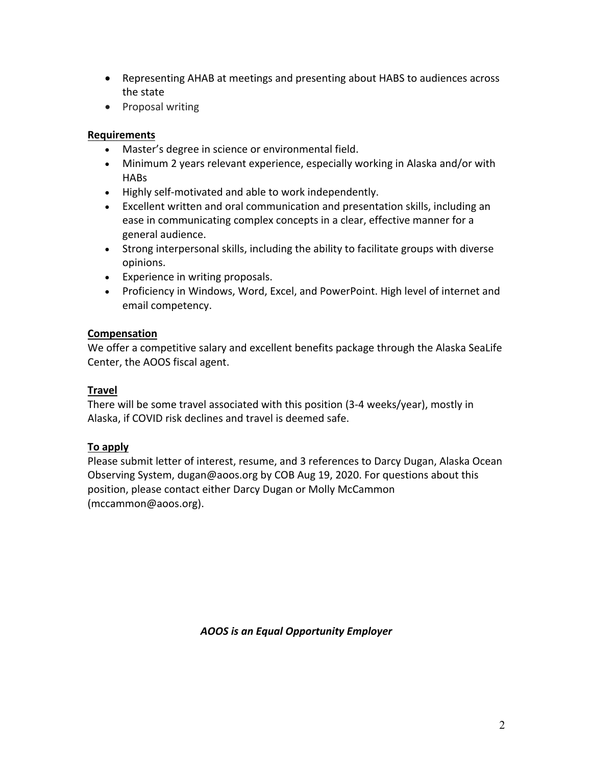- Representing AHAB at meetings and presenting about HABS to audiences across the state
- Proposal writing

**Requirements**

- Master's degree in science or environmental field.
- Minimum 2 years relevant experience, especially working in Alaska and/or with HABs
- Highly self-motivated and able to work independently.
- Excellent written and oral communication and presentation skills, including an ease in communicating complex concepts in a clear, effective manner for a general audience.
- Strong interpersonal skills, including the ability to facilitate groups with diverse opinions.
- Experience in writing proposals.
- Proficiency in Windows, Word, Excel, and PowerPoint. High level of internet and email competency.

**Compensation**

We offer a competitive salary and excellent benefits package through the Alaska SeaLife Center, the AOOS fiscal agent.

**Travel**

There will be some travel associated with this position (3-4 weeks/year), mostly in Alaska, if COVID risk declines and travel is deemed safe.

**To apply**

Please submit letter of interest, resume, and 3 references to Darcy Dugan, Alaska Ocean Observing System, dugan@aoos.org by COB Aug 19, 2020. For questions about this position, please contact either Darcy Dugan or Molly McCammon (mccammon@aoos.org).

***AOOS is an Equal Opportunity Employer***